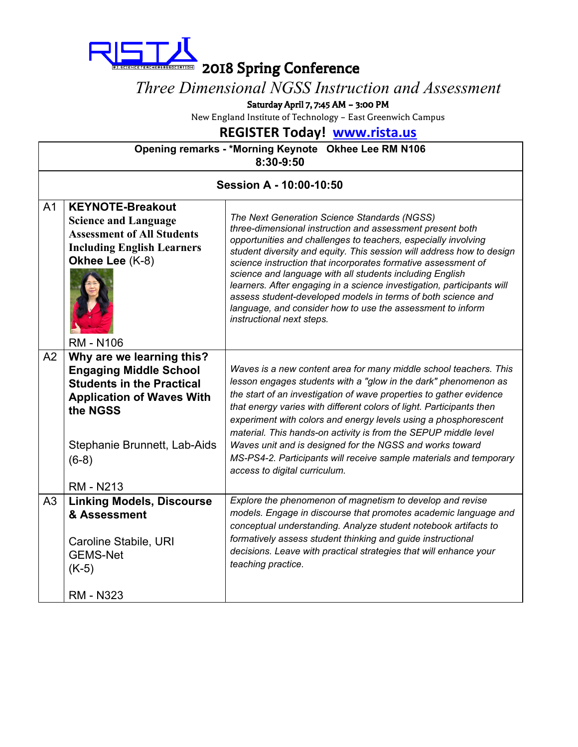# RISTA 2018 Spring Conference

## *Three Dimensional NGSS Instruction and Assessment*

**Saturday April 7, 7:45 AM – 3:00 PM**

New England Institute of Technology – East Greenwich Campus

**REGISTER Today! www.rista.us**

| | | |
|---|---|---|
| **Opening remarks - *Morning Keynote Okhee Lee RM N106 8:30-9:50** | | |
| **Session A - 10:00-10:50** | | |
| A1 | **KEYNOTE-Breakout** **Science and Language Assessment of All Students Including English Learners** **Okhee Lee** (K-8) RM - N106 | *The Next Generation Science Standards (NGSS) three-dimensional instruction and assessment present both opportunities and challenges to teachers, especially involving student diversity and equity. This session will address how to design science instruction that incorporates formative assessment of science and language with all students including English learners. After engaging in a science investigation, participants will assess student-developed models in terms of both science and language, and consider how to use the assessment to inform instructional next steps.* |
| A2 | **Why are we learning this? Engaging Middle School Students in the Practical Application of Waves With the NGSS** Stephanie Brunnett, Lab-Aids (6-8) RM - N213 | *Waves is a new content area for many middle school teachers. This lesson engages students with a "glow in the dark" phenomenon as the start of an investigation of wave properties to gather evidence that energy varies with different colors of light. Participants then experiment with colors and energy levels using a phosphorescent material. This hands-on activity is from the SEPUP middle level Waves unit and is designed for the NGSS and works toward MS-PS4-2. Participants will receive sample materials and temporary access to digital curriculum.* |
| A3 | **Linking Models, Discourse & Assessment** Caroline Stabile, URI GEMS-Net (K-5) RM - N323 | *Explore the phenomenon of magnetism to develop and revise models. Engage in discourse that promotes academic language and conceptual understanding. Analyze student notebook artifacts to formatively assess student thinking and guide instructional decisions. Leave with practical strategies that will enhance your teaching practice.* |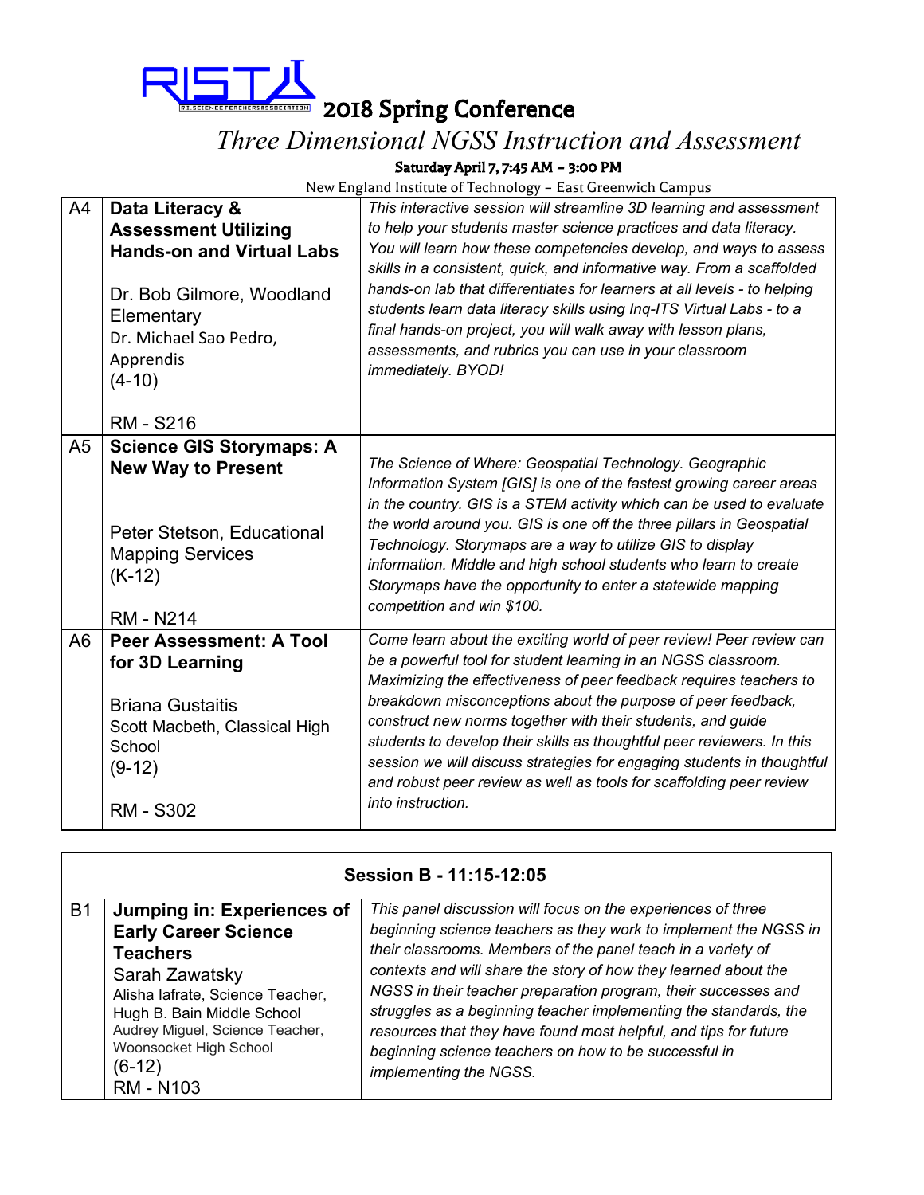# 2018 Spring Conference

## *Three Dimensional NGSS Instruction and Assessment*

**Saturday April 7, 7:45 AM – 3:00 PM**

New England Institute of Technology – East Greenwich Campus

| | | |
|---|---|---|
| A4 | **Data Literacy & Assessment Utilizing Hands-on and Virtual Labs**<br><br>Dr. Bob Gilmore, Woodland Elementary<br>Dr. Michael Sao Pedro, Apprendis<br>(4-10)<br><br>RM - S216 | *This interactive session will streamline 3D learning and assessment to help your students master science practices and data literacy. You will learn how these competencies develop, and ways to assess skills in a consistent, quick, and informative way. From a scaffolded hands-on lab that differentiates for learners at all levels - to helping students learn data literacy skills using Inq-ITS Virtual Labs - to a final hands-on project, you will walk away with lesson plans, assessments, and rubrics you can use in your classroom immediately. BYOD!* |
| A5 | **Science GIS Storymaps: A New Way to Present**<br><br>Peter Stetson, Educational Mapping Services<br>(K-12)<br><br>RM - N214 | *The Science of Where: Geospatial Technology. Geographic Information System [GIS] is one of the fastest growing career areas in the country. GIS is a STEM activity which can be used to evaluate the world around you. GIS is one off the three pillars in Geospatial Technology. Storymaps are a way to utilize GIS to display information. Middle and high school students who learn to create Storymaps have the opportunity to enter a statewide mapping competition and win $100.* |
| A6 | **Peer Assessment: A Tool for 3D Learning**<br><br>Briana Gustaitis<br>Scott Macbeth, Classical High School<br>(9-12)<br><br>RM - S302 | *Come learn about the exciting world of peer review! Peer review can be a powerful tool for student learning in an NGSS classroom. Maximizing the effectiveness of peer feedback requires teachers to breakdown misconceptions about the purpose of peer feedback, construct new norms together with their students, and guide students to develop their skills as thoughtful peer reviewers. In this session we will discuss strategies for engaging students in thoughtful and robust peer review as well as tools for scaffolding peer review into instruction.* |

| Session B - 11:15-12:05 | | |
|---|---|---|
| B1 | **Jumping in: Experiences of Early Career Science Teachers**<br>Sarah Zawatsky<br>Alisha Iafrate, Science Teacher, Hugh B. Bain Middle School<br>Audrey Miguel, Science Teacher, Woonsocket High School<br>(6-12)<br>RM - N103 | *This panel discussion will focus on the experiences of three beginning science teachers as they work to implement the NGSS in their classrooms. Members of the panel teach in a variety of contexts and will share the story of how they learned about the NGSS in their teacher preparation program, their successes and struggles as a beginning teacher implementing the standards, the resources that they have found most helpful, and tips for future beginning science teachers on how to be successful in implementing the NGSS.* |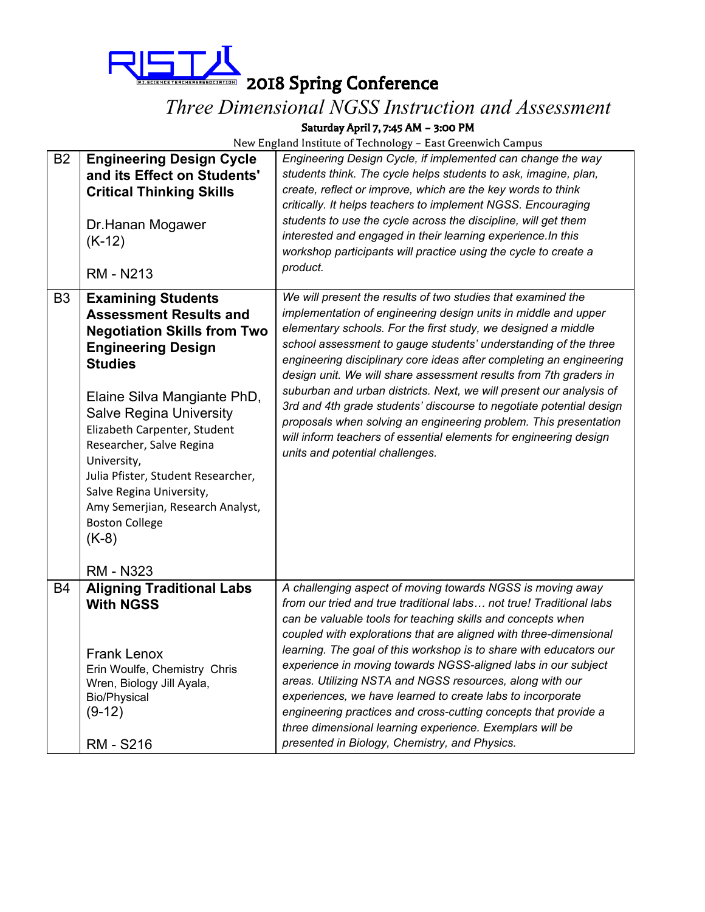RISTA

# 2018 Spring Conference

## *Three Dimensional NGSS Instruction and Assessment*

**Saturday April 7, 7:45 AM – 3:00 PM**

New England Institute of Technology – East Greenwich Campus

| | | |
|---|---|---|
| B2 | **Engineering Design Cycle and its Effect on Students' Critical Thinking Skills**<br><br>Dr.Hanan Mogawer<br>(K-12)<br><br>RM - N213 | *Engineering Design Cycle, if implemented can change the way students think. The cycle helps students to ask, imagine, plan, create, reflect or improve, which are the key words to think critically. It helps teachers to implement NGSS. Encouraging students to use the cycle across the discipline, will get them interested and engaged in their learning experience.In this workshop participants will practice using the cycle to create a product.* |
| B3 | **Examining Students Assessment Results and Negotiation Skills from Two Engineering Design Studies**<br><br>Elaine Silva Mangiante PhD, Salve Regina University<br>Elizabeth Carpenter, Student Researcher, Salve Regina University,<br>Julia Pfister, Student Researcher, Salve Regina University,<br>Amy Semerjian, Research Analyst, Boston College<br>(K-8)<br><br>RM - N323 | *We will present the results of two studies that examined the implementation of engineering design units in middle and upper elementary schools. For the first study, we designed a middle school assessment to gauge students' understanding of the three engineering disciplinary core ideas after completing an engineering design unit. We will share assessment results from 7th graders in suburban and urban districts. Next, we will present our analysis of 3rd and 4th grade students' discourse to negotiate potential design proposals when solving an engineering problem. This presentation will inform teachers of essential elements for engineering design units and potential challenges.* |
| B4 | **Aligning Traditional Labs With NGSS**<br><br>Frank Lenox<br>Erin Woulfe, Chemistry Chris Wren, Biology Jill Ayala, Bio/Physical<br>(9-12)<br><br>RM - S216 | *A challenging aspect of moving towards NGSS is moving away from our tried and true traditional labs… not true! Traditional labs can be valuable tools for teaching skills and concepts when coupled with explorations that are aligned with three-dimensional learning. The goal of this workshop is to share with educators our experience in moving towards NGSS-aligned labs in our subject areas. Utilizing NSTA and NGSS resources, along with our experiences, we have learned to create labs to incorporate engineering practices and cross-cutting concepts that provide a three dimensional learning experience. Exemplars will be presented in Biology, Chemistry, and Physics.* |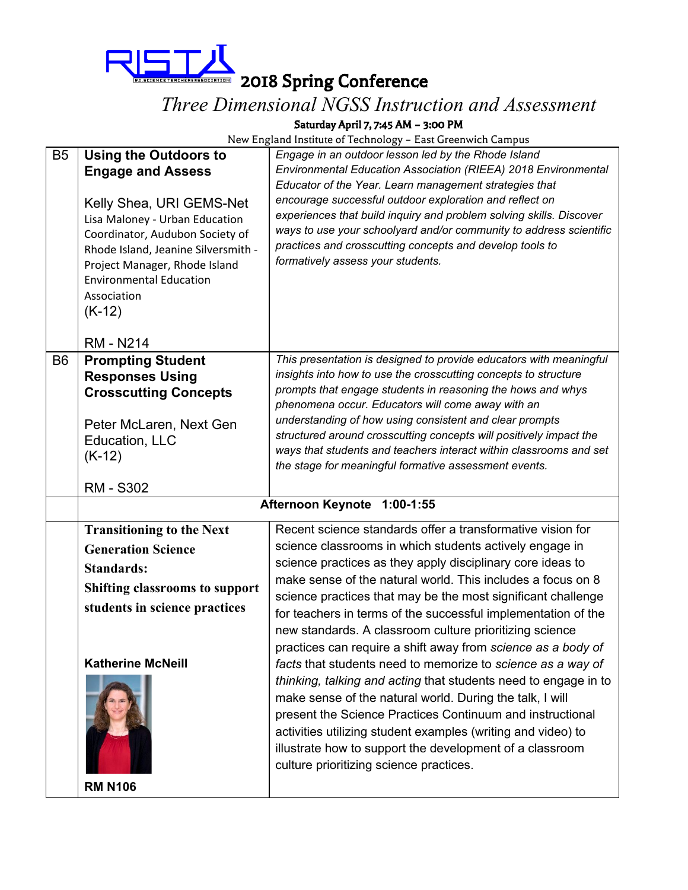2018 Spring Conference

*Three Dimensional NGSS Instruction and Assessment*

**Saturday April 7, 7:45 AM – 3:00 PM**

New England Institute of Technology – East Greenwich Campus

| | | |
|---|---|---|
| B5 | **Using the Outdoors to Engage and Assess**<br><br>Kelly Shea, URI GEMS-Net<br>Lisa Maloney - Urban Education Coordinator, Audubon Society of Rhode Island, Jeanine Silversmith - Project Manager, Rhode Island Environmental Education Association<br>(K-12)<br><br>RM - N214 | *Engage in an outdoor lesson led by the Rhode Island Environmental Education Association (RIEEA) 2018 Environmental Educator of the Year. Learn management strategies that encourage successful outdoor exploration and reflect on experiences that build inquiry and problem solving skills. Discover ways to use your schoolyard and/or community to address scientific practices and crosscutting concepts and develop tools to formatively assess your students.* |
| B6 | **Prompting Student Responses Using Crosscutting Concepts**<br><br>Peter McLaren, Next Gen Education, LLC<br>(K-12)<br><br>RM - S302 | *This presentation is designed to provide educators with meaningful insights into how to use the crosscutting concepts to structure prompts that engage students in reasoning the hows and whys phenomena occur. Educators will come away with an understanding of how using consistent and clear prompts structured around crosscutting concepts will positively impact the ways that students and teachers interact within classrooms and set the stage for meaningful formative assessment events.* |
| | **Afternoon Keynote 1:00-1:55** | |
| | **Transitioning to the Next Generation Science Standards: Shifting classrooms to support students in science practices**<br><br>**Katherine McNeill**<br><br>**RM N106** | Recent science standards offer a transformative vision for science classrooms in which students actively engage in science practices as they apply disciplinary core ideas to make sense of the natural world. This includes a focus on 8 science practices that may be the most significant challenge for teachers in terms of the successful implementation of the new standards. A classroom culture prioritizing science practices can require a shift away from *science as a body of facts* that students need to memorize to *science as a way of thinking, talking and acting* that students need to engage in to make sense of the natural world. During the talk, I will present the Science Practices Continuum and instructional activities utilizing student examples (writing and video) to illustrate how to support the development of a classroom culture prioritizing science practices. |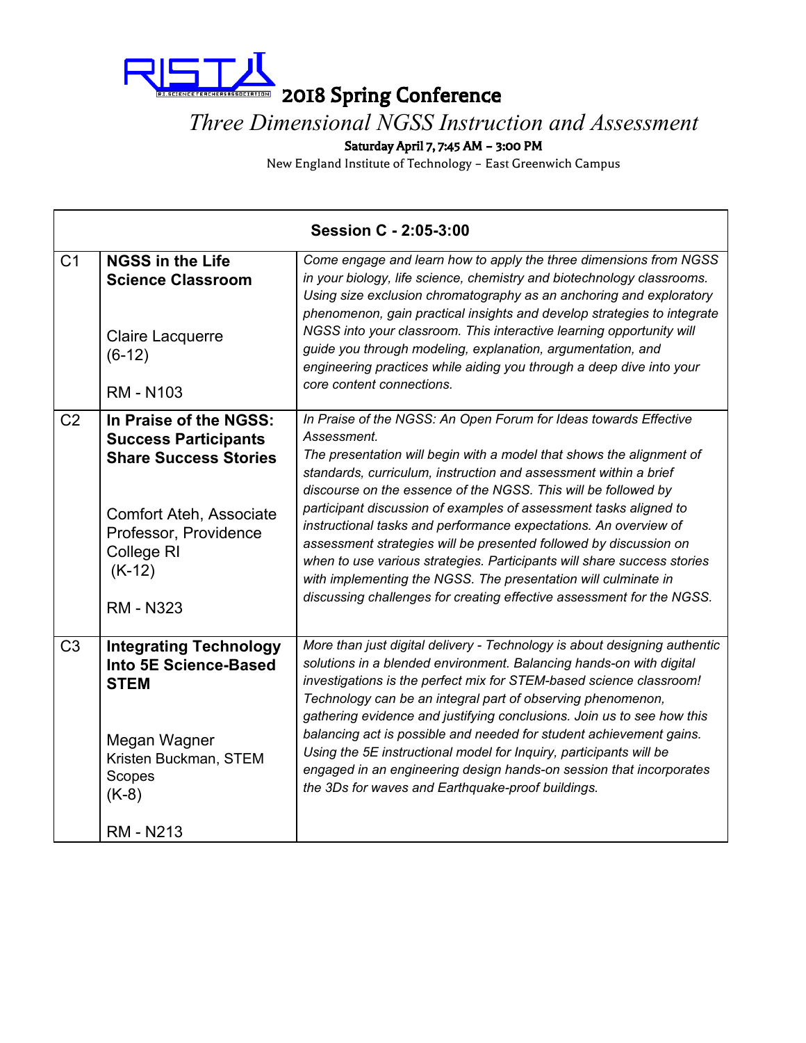# 2018 Spring Conference

## *Three Dimensional NGSS Instruction and Assessment*

**Saturday April 7, 7:45 AM – 3:00 PM**

New England Institute of Technology – East Greenwich Campus

| Session C - 2:05-3:00 | | |
|---|---|---|
| C1 | **NGSS in the Life Science Classroom**<br><br>Claire Lacquerre<br>(6-12)<br><br>RM - N103 | *Come engage and learn how to apply the three dimensions from NGSS in your biology, life science, chemistry and biotechnology classrooms. Using size exclusion chromatography as an anchoring and exploratory phenomenon, gain practical insights and develop strategies to integrate NGSS into your classroom. This interactive learning opportunity will guide you through modeling, explanation, argumentation, and engineering practices while aiding you through a deep dive into your core content connections.* |
| C2 | **In Praise of the NGSS: Success Participants Share Success Stories**<br><br>Comfort Ateh, Associate Professor, Providence College RI<br>(K-12)<br><br>RM - N323 | *In Praise of the NGSS: An Open Forum for Ideas towards Effective Assessment.*<br>*The presentation will begin with a model that shows the alignment of standards, curriculum, instruction and assessment within a brief discourse on the essence of the NGSS. This will be followed by participant discussion of examples of assessment tasks aligned to instructional tasks and performance expectations. An overview of assessment strategies will be presented followed by discussion on when to use various strategies. Participants will share success stories with implementing the NGSS. The presentation will culminate in discussing challenges for creating effective assessment for the NGSS.* |
| C3 | **Integrating Technology Into 5E Science-Based STEM**<br><br>Megan Wagner<br>Kristen Buckman, STEM Scopes<br>(K-8)<br><br>RM - N213 | *More than just digital delivery - Technology is about designing authentic solutions in a blended environment. Balancing hands-on with digital investigations is the perfect mix for STEM-based science classroom! Technology can be an integral part of observing phenomenon, gathering evidence and justifying conclusions. Join us to see how this balancing act is possible and needed for student achievement gains. Using the 5E instructional model for Inquiry, participants will be engaged in an engineering design hands-on session that incorporates the 3Ds for waves and Earthquake-proof buildings.* |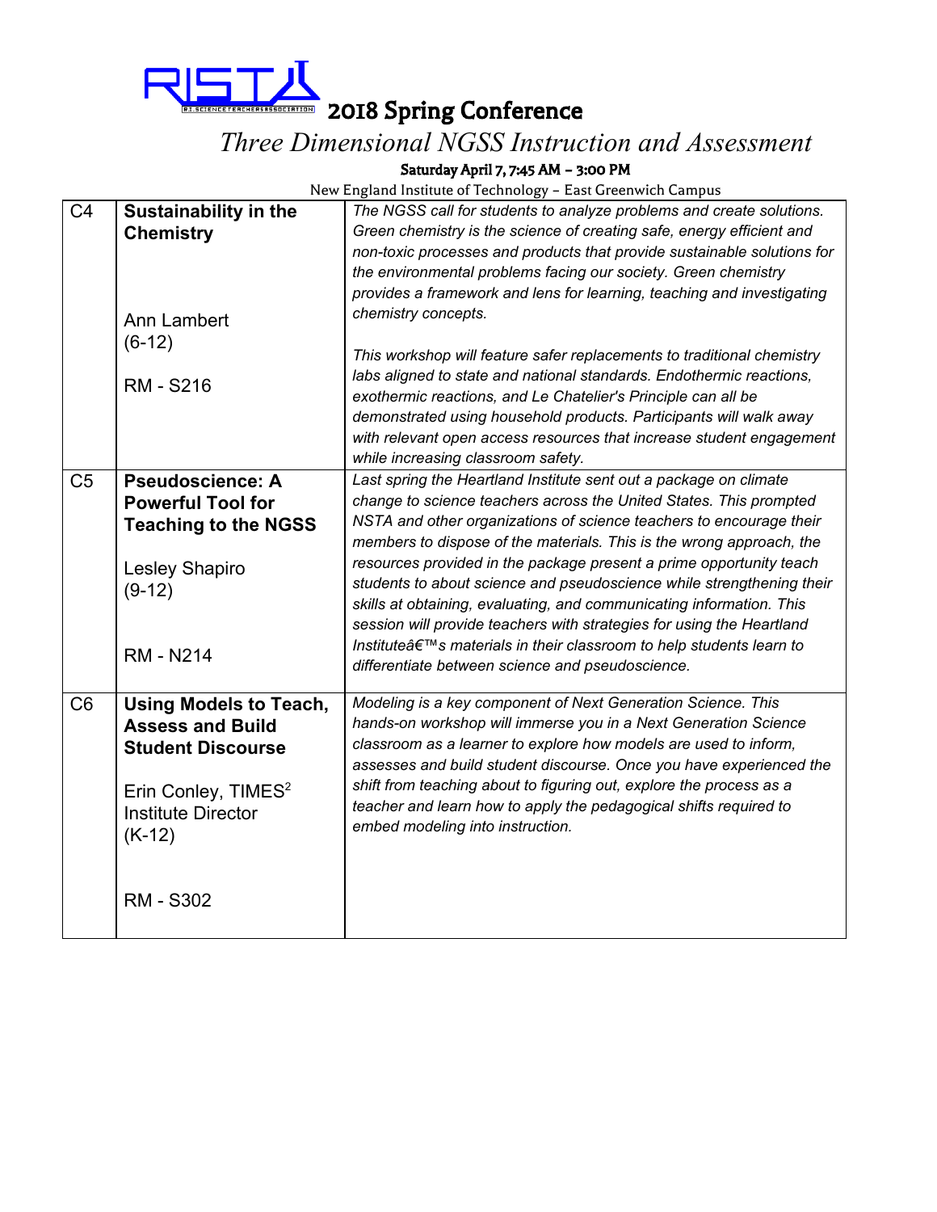RISTA 2018 Spring Conference

*Three Dimensional NGSS Instruction and Assessment*

**Saturday April 7, 7:45 AM – 3:00 PM**

New England Institute of Technology – East Greenwich Campus

| | | |
|---|---|---|
| C4 | **Sustainability in the Chemistry**<br><br>Ann Lambert<br>(6-12)<br><br>RM - S216 | *The NGSS call for students to analyze problems and create solutions. Green chemistry is the science of creating safe, energy efficient and non-toxic processes and products that provide sustainable solutions for the environmental problems facing our society. Green chemistry provides a framework and lens for learning, teaching and investigating chemistry concepts.*<br><br>*This workshop will feature safer replacements to traditional chemistry labs aligned to state and national standards. Endothermic reactions, exothermic reactions, and Le Chatelier's Principle can all be demonstrated using household products. Participants will walk away with relevant open access resources that increase student engagement while increasing classroom safety.* |
| C5 | **Pseudoscience: A Powerful Tool for Teaching to the NGSS**<br><br>Lesley Shapiro<br>(9-12)<br><br>RM - N214 | *Last spring the Heartland Institute sent out a package on climate change to science teachers across the United States. This prompted NSTA and other organizations of science teachers to encourage their members to dispose of the materials. This is the wrong approach, the resources provided in the package present a prime opportunity teach students to about science and pseudoscience while strengthening their skills at obtaining, evaluating, and communicating information. This session will provide teachers with strategies for using the Heartland Instituteâ€™s materials in their classroom to help students learn to differentiate between science and pseudoscience.* |
| C6 | **Using Models to Teach, Assess and Build Student Discourse**<br><br>Erin Conley, TIMES[2] Institute Director<br>(K-12)<br><br>RM - S302 | *Modeling is a key component of Next Generation Science. This hands-on workshop will immerse you in a Next Generation Science classroom as a learner to explore how models are used to inform, assesses and build student discourse. Once you have experienced the shift from teaching about to figuring out, explore the process as a teacher and learn how to apply the pedagogical shifts required to embed modeling into instruction.* |